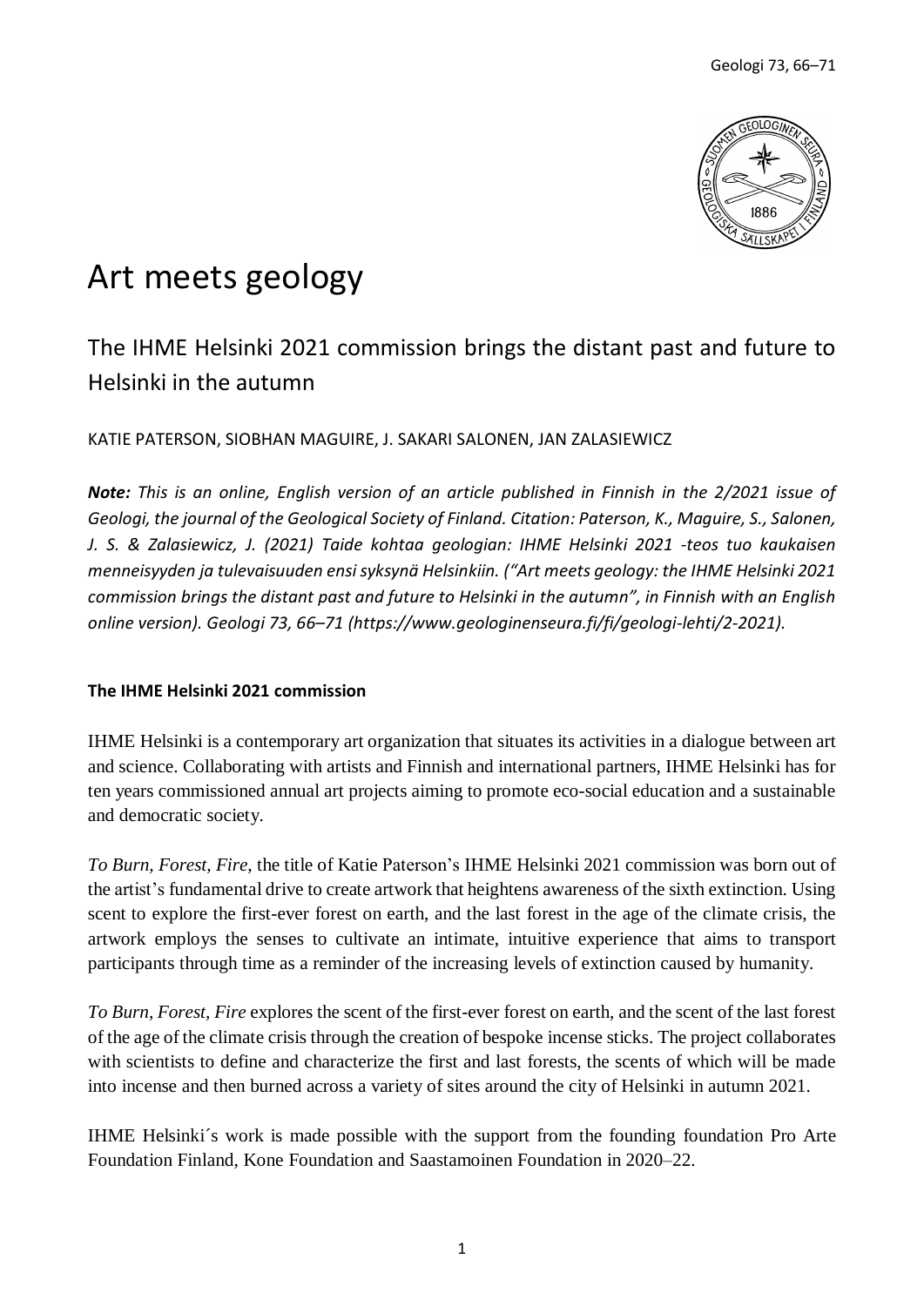# Art meets geology

## The IHME Helsinki 2021 commission brings the distant past and future to Helsinki in the autumn

KATIE PATERSON, SIOBHAN MAGUIRE, J. SAKARI SALONEN, JAN ZALASIEWICZ

***Note:*** *This is an online, English version of an article published in Finnish in the 2/2021 issue of Geologi, the journal of the Geological Society of Finland. Citation: Paterson, K., Maguire, S., Salonen, J. S. & Zalasiewicz, J. (2021) Taide kohtaa geologian: IHME Helsinki 2021 -teos tuo kaukaisen menneisyyden ja tulevaisuuden ensi syksynä Helsinkiin. ("Art meets geology: the IHME Helsinki 2021 commission brings the distant past and future to Helsinki in the autumn", in Finnish with an English online version). Geologi 73, 66–71 (https://www.geologinenseura.fi/fi/geologi-lehti/2-2021).*

### The IHME Helsinki 2021 commission

IHME Helsinki is a contemporary art organization that situates its activities in a dialogue between art and science. Collaborating with artists and Finnish and international partners, IHME Helsinki has for ten years commissioned annual art projects aiming to promote eco-social education and a sustainable and democratic society.

*To Burn, Forest, Fire*, the title of Katie Paterson's IHME Helsinki 2021 commission was born out of the artist's fundamental drive to create artwork that heightens awareness of the sixth extinction. Using scent to explore the first-ever forest on earth, and the last forest in the age of the climate crisis, the artwork employs the senses to cultivate an intimate, intuitive experience that aims to transport participants through time as a reminder of the increasing levels of extinction caused by humanity.

*To Burn, Forest, Fire* explores the scent of the first-ever forest on earth, and the scent of the last forest of the age of the climate crisis through the creation of bespoke incense sticks. The project collaborates with scientists to define and characterize the first and last forests, the scents of which will be made into incense and then burned across a variety of sites around the city of Helsinki in autumn 2021.

IHME Helsinki´s work is made possible with the support from the founding foundation Pro Arte Foundation Finland, Kone Foundation and Saastamoinen Foundation in 2020–22.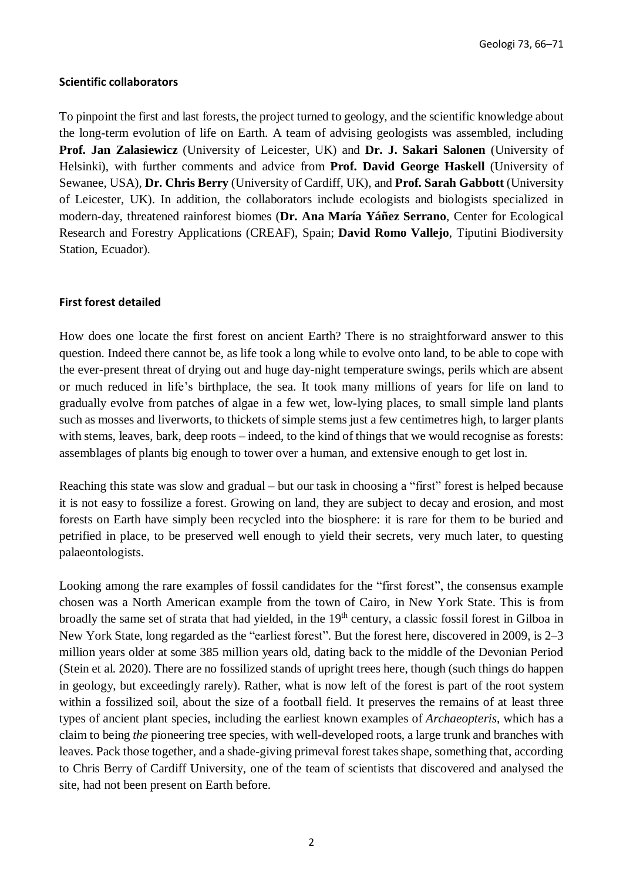## Scientific collaborators

To pinpoint the first and last forests, the project turned to geology, and the scientific knowledge about the long-term evolution of life on Earth. A team of advising geologists was assembled, including **Prof. Jan Zalasiewicz** (University of Leicester, UK) and **Dr. J. Sakari Salonen** (University of Helsinki), with further comments and advice from **Prof. David George Haskell** (University of Sewanee, USA), **Dr. Chris Berry** (University of Cardiff, UK), and **Prof. Sarah Gabbott** (University of Leicester, UK). In addition, the collaborators include ecologists and biologists specialized in modern-day, threatened rainforest biomes (**Dr. Ana María Yáñez Serrano**, Center for Ecological Research and Forestry Applications (CREAF), Spain; **David Romo Vallejo**, Tiputini Biodiversity Station, Ecuador).

## First forest detailed

How does one locate the first forest on ancient Earth? There is no straightforward answer to this question. Indeed there cannot be, as life took a long while to evolve onto land, to be able to cope with the ever-present threat of drying out and huge day-night temperature swings, perils which are absent or much reduced in life's birthplace, the sea. It took many millions of years for life on land to gradually evolve from patches of algae in a few wet, low-lying places, to small simple land plants such as mosses and liverworts, to thickets of simple stems just a few centimetres high, to larger plants with stems, leaves, bark, deep roots – indeed, to the kind of things that we would recognise as forests: assemblages of plants big enough to tower over a human, and extensive enough to get lost in.

Reaching this state was slow and gradual – but our task in choosing a "first" forest is helped because it is not easy to fossilize a forest. Growing on land, they are subject to decay and erosion, and most forests on Earth have simply been recycled into the biosphere: it is rare for them to be buried and petrified in place, to be preserved well enough to yield their secrets, very much later, to questing palaeontologists.

Looking among the rare examples of fossil candidates for the "first forest", the consensus example chosen was a North American example from the town of Cairo, in New York State. This is from broadly the same set of strata that had yielded, in the 19th century, a classic fossil forest in Gilboa in New York State, long regarded as the "earliest forest". But the forest here, discovered in 2009, is 2–3 million years older at some 385 million years old, dating back to the middle of the Devonian Period (Stein et al. 2020). There are no fossilized stands of upright trees here, though (such things do happen in geology, but exceedingly rarely). Rather, what is now left of the forest is part of the root system within a fossilized soil, about the size of a football field. It preserves the remains of at least three types of ancient plant species, including the earliest known examples of *Archaeopteris*, which has a claim to being *the* pioneering tree species, with well-developed roots, a large trunk and branches with leaves. Pack those together, and a shade-giving primeval forest takes shape, something that, according to Chris Berry of Cardiff University, one of the team of scientists that discovered and analysed the site, had not been present on Earth before.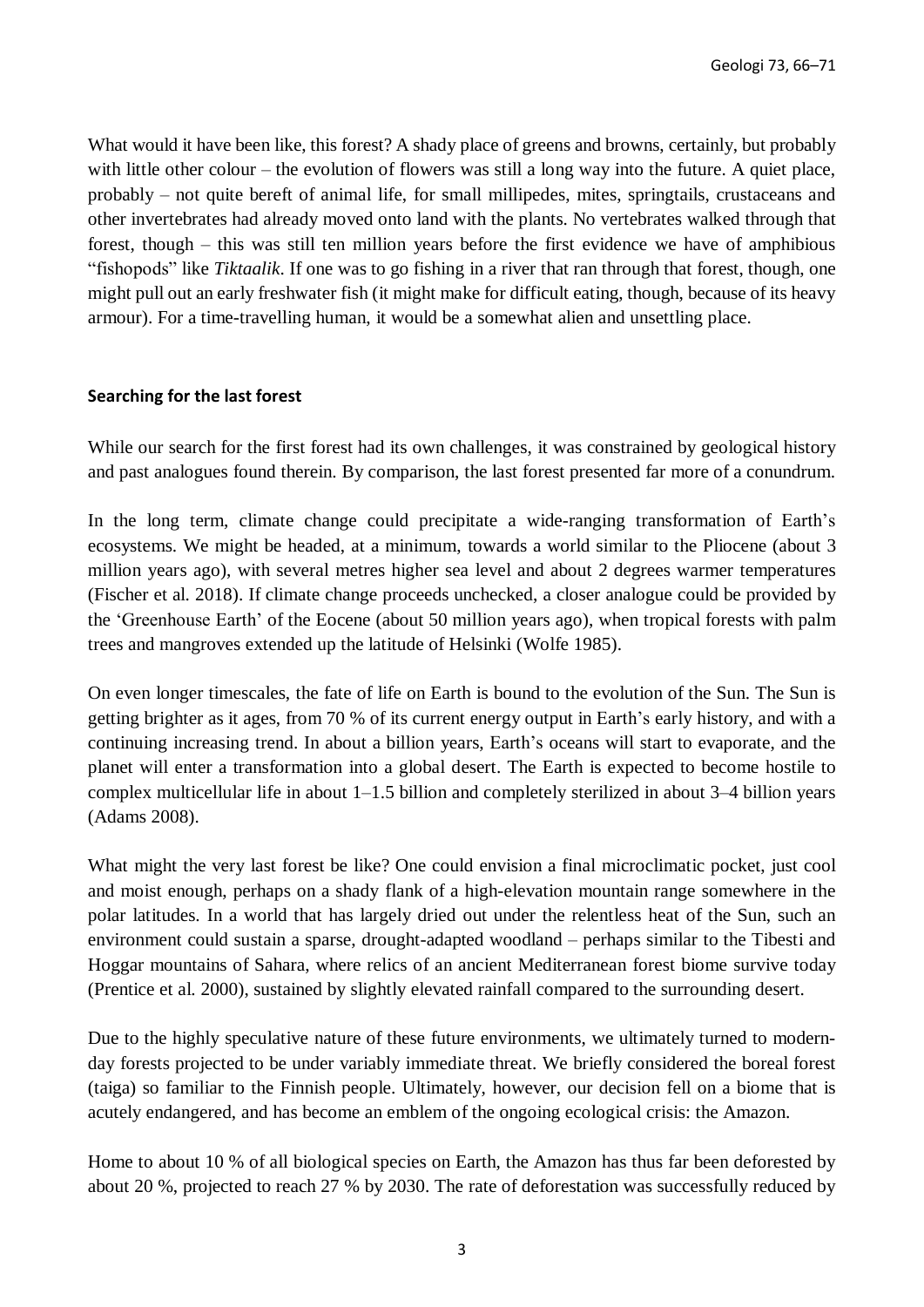What would it have been like, this forest? A shady place of greens and browns, certainly, but probably with little other colour – the evolution of flowers was still a long way into the future. A quiet place, probably – not quite bereft of animal life, for small millipedes, mites, springtails, crustaceans and other invertebrates had already moved onto land with the plants. No vertebrates walked through that forest, though – this was still ten million years before the first evidence we have of amphibious "fishopods" like *Tiktaalik*. If one was to go fishing in a river that ran through that forest, though, one might pull out an early freshwater fish (it might make for difficult eating, though, because of its heavy armour). For a time-travelling human, it would be a somewhat alien and unsettling place.

### Searching for the last forest

While our search for the first forest had its own challenges, it was constrained by geological history and past analogues found therein. By comparison, the last forest presented far more of a conundrum.

In the long term, climate change could precipitate a wide-ranging transformation of Earth's ecosystems. We might be headed, at a minimum, towards a world similar to the Pliocene (about 3 million years ago), with several metres higher sea level and about 2 degrees warmer temperatures (Fischer et al. 2018). If climate change proceeds unchecked, a closer analogue could be provided by the 'Greenhouse Earth' of the Eocene (about 50 million years ago), when tropical forests with palm trees and mangroves extended up the latitude of Helsinki (Wolfe 1985).

On even longer timescales, the fate of life on Earth is bound to the evolution of the Sun. The Sun is getting brighter as it ages, from 70 % of its current energy output in Earth's early history, and with a continuing increasing trend. In about a billion years, Earth's oceans will start to evaporate, and the planet will enter a transformation into a global desert. The Earth is expected to become hostile to complex multicellular life in about 1–1.5 billion and completely sterilized in about 3–4 billion years (Adams 2008).

What might the very last forest be like? One could envision a final microclimatic pocket, just cool and moist enough, perhaps on a shady flank of a high-elevation mountain range somewhere in the polar latitudes. In a world that has largely dried out under the relentless heat of the Sun, such an environment could sustain a sparse, drought-adapted woodland – perhaps similar to the Tibesti and Hoggar mountains of Sahara, where relics of an ancient Mediterranean forest biome survive today (Prentice et al. 2000), sustained by slightly elevated rainfall compared to the surrounding desert.

Due to the highly speculative nature of these future environments, we ultimately turned to modern-day forests projected to be under variably immediate threat. We briefly considered the boreal forest (taiga) so familiar to the Finnish people. Ultimately, however, our decision fell on a biome that is acutely endangered, and has become an emblem of the ongoing ecological crisis: the Amazon.

Home to about 10 % of all biological species on Earth, the Amazon has thus far been deforested by about 20 %, projected to reach 27 % by 2030. The rate of deforestation was successfully reduced by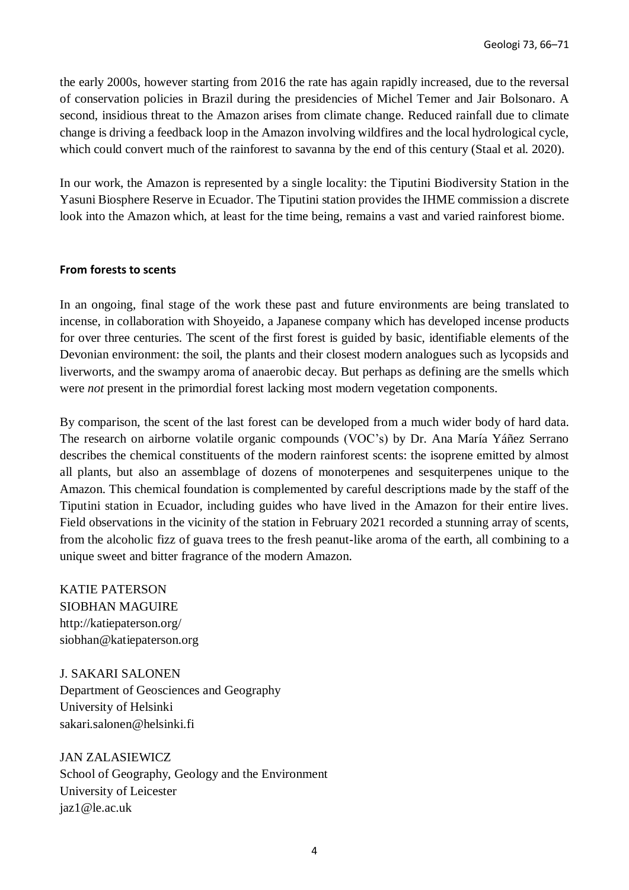the early 2000s, however starting from 2016 the rate has again rapidly increased, due to the reversal of conservation policies in Brazil during the presidencies of Michel Temer and Jair Bolsonaro. A second, insidious threat to the Amazon arises from climate change. Reduced rainfall due to climate change is driving a feedback loop in the Amazon involving wildfires and the local hydrological cycle, which could convert much of the rainforest to savanna by the end of this century (Staal et al. 2020).

In our work, the Amazon is represented by a single locality: the Tiputini Biodiversity Station in the Yasuni Biosphere Reserve in Ecuador. The Tiputini station provides the IHME commission a discrete look into the Amazon which, at least for the time being, remains a vast and varied rainforest biome.

#### From forests to scents

In an ongoing, final stage of the work these past and future environments are being translated to incense, in collaboration with Shoyeido, a Japanese company which has developed incense products for over three centuries. The scent of the first forest is guided by basic, identifiable elements of the Devonian environment: the soil, the plants and their closest modern analogues such as lycopsids and liverworts, and the swampy aroma of anaerobic decay. But perhaps as defining are the smells which were *not* present in the primordial forest lacking most modern vegetation components.

By comparison, the scent of the last forest can be developed from a much wider body of hard data. The research on airborne volatile organic compounds (VOC's) by Dr. Ana María Yáñez Serrano describes the chemical constituents of the modern rainforest scents: the isoprene emitted by almost all plants, but also an assemblage of dozens of monoterpenes and sesquiterpenes unique to the Amazon. This chemical foundation is complemented by careful descriptions made by the staff of the Tiputini station in Ecuador, including guides who have lived in the Amazon for their entire lives. Field observations in the vicinity of the station in February 2021 recorded a stunning array of scents, from the alcoholic fizz of guava trees to the fresh peanut-like aroma of the earth, all combining to a unique sweet and bitter fragrance of the modern Amazon.

KATIE PATERSON
SIOBHAN MAGUIRE
http://katiepaterson.org/
siobhan@katiepaterson.org

J. SAKARI SALONEN
Department of Geosciences and Geography
University of Helsinki
sakari.salonen@helsinki.fi

JAN ZALASIEWICZ
School of Geography, Geology and the Environment
University of Leicester
jaz1@le.ac.uk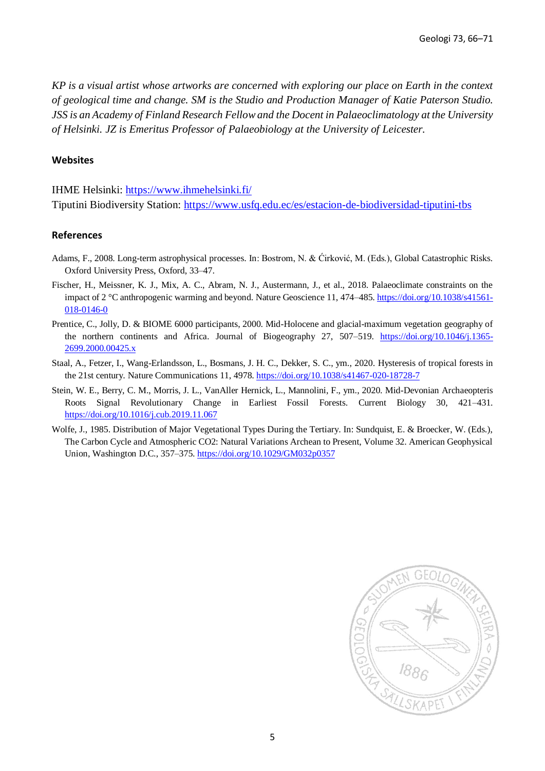*KP is a visual artist whose artworks are concerned with exploring our place on Earth in the context of geological time and change. SM is the Studio and Production Manager of Katie Paterson Studio. JSS is an Academy of Finland Research Fellow and the Docent in Palaeoclimatology at the University of Helsinki. JZ is Emeritus Professor of Palaeobiology at the University of Leicester.*

## Websites

IHME Helsinki: https://www.ihmehelsinki.fi/
Tiputini Biodiversity Station: https://www.usfq.edu.ec/es/estacion-de-biodiversidad-tiputini-tbs

## References

Adams, F., 2008. Long-term astrophysical processes. In: Bostrom, N. & Ćirković, M. (Eds.), Global Catastrophic Risks. Oxford University Press, Oxford, 33–47.

Fischer, H., Meissner, K. J., Mix, A. C., Abram, N. J., Austermann, J., et al., 2018. Palaeoclimate constraints on the impact of 2 °C anthropogenic warming and beyond. Nature Geoscience 11, 474–485. https://doi.org/10.1038/s41561-018-0146-0

Prentice, C., Jolly, D. & BIOME 6000 participants, 2000. Mid-Holocene and glacial-maximum vegetation geography of the northern continents and Africa. Journal of Biogeography 27, 507–519. https://doi.org/10.1046/j.1365-2699.2000.00425.x

Staal, A., Fetzer, I., Wang-Erlandsson, L., Bosmans, J. H. C., Dekker, S. C., ym., 2020. Hysteresis of tropical forests in the 21st century. Nature Communications 11, 4978. https://doi.org/10.1038/s41467-020-18728-7

Stein, W. E., Berry, C. M., Morris, J. L., VanAller Hernick, L., Mannolini, F., ym., 2020. Mid-Devonian Archaeopteris Roots Signal Revolutionary Change in Earliest Fossil Forests. Current Biology 30, 421–431. https://doi.org/10.1016/j.cub.2019.11.067

Wolfe, J., 1985. Distribution of Major Vegetational Types During the Tertiary. In: Sundquist, E. & Broecker, W. (Eds.), The Carbon Cycle and Atmospheric CO2: Natural Variations Archean to Present, Volume 32. American Geophysical Union, Washington D.C., 357–375. https://doi.org/10.1029/GM032p0357